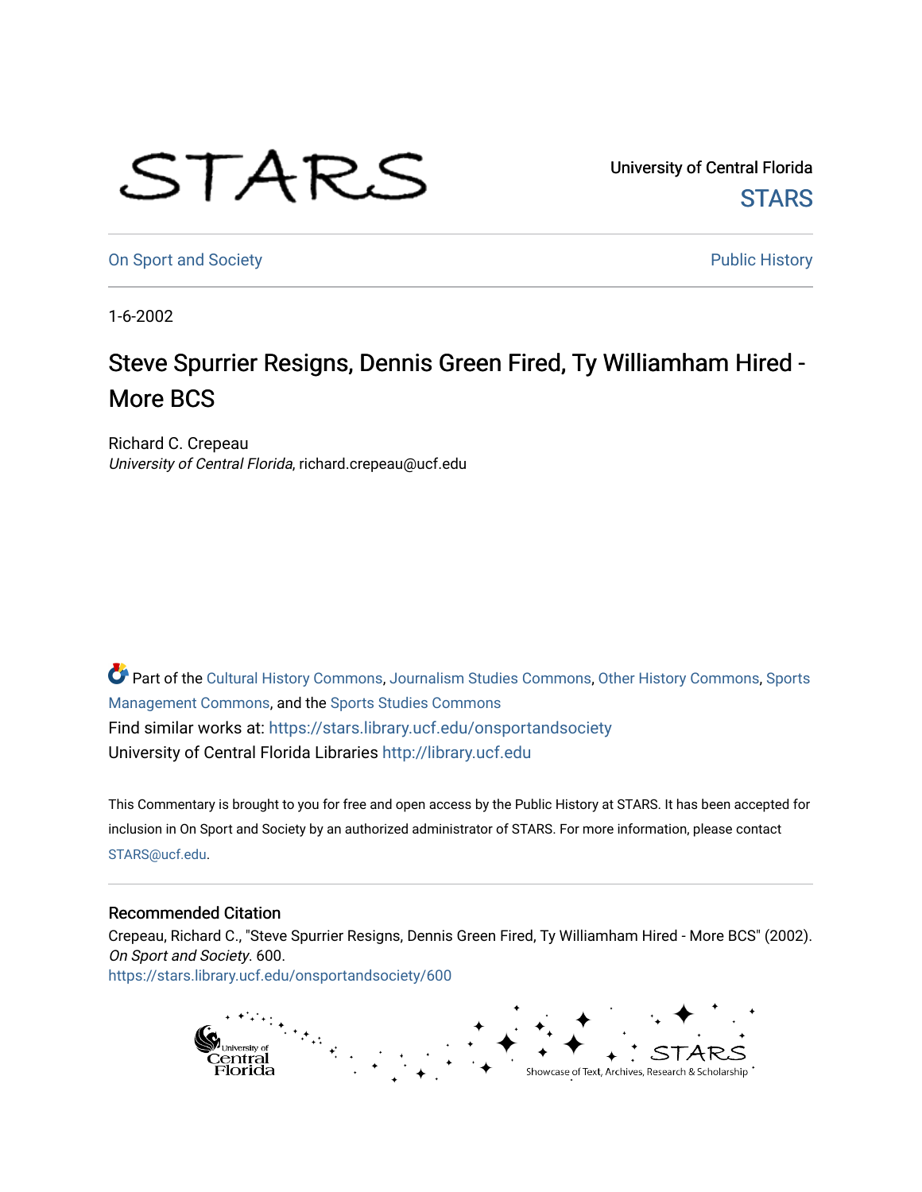University of Central Florida

STARS

On Sport and Society

Public History

1-6-2002

# Steve Spurrier Resigns, Dennis Green Fired, Ty Williamham Hired - More BCS

Richard C. Crepeau
*University of Central Florida*, richard.crepeau@ucf.edu

Part of the Cultural History Commons, Journalism Studies Commons, Other History Commons, Sports Management Commons, and the Sports Studies Commons

Find similar works at: https://stars.library.ucf.edu/onsportandsociety

University of Central Florida Libraries http://library.ucf.edu

This Commentary is brought to you for free and open access by the Public History at STARS. It has been accepted for inclusion in On Sport and Society by an authorized administrator of STARS. For more information, please contact STARS@ucf.edu.

## Recommended Citation

Crepeau, Richard C., "Steve Spurrier Resigns, Dennis Green Fired, Ty Williamham Hired - More BCS" (2002). *On Sport and Society*. 600.
https://stars.library.ucf.edu/onsportandsociety/600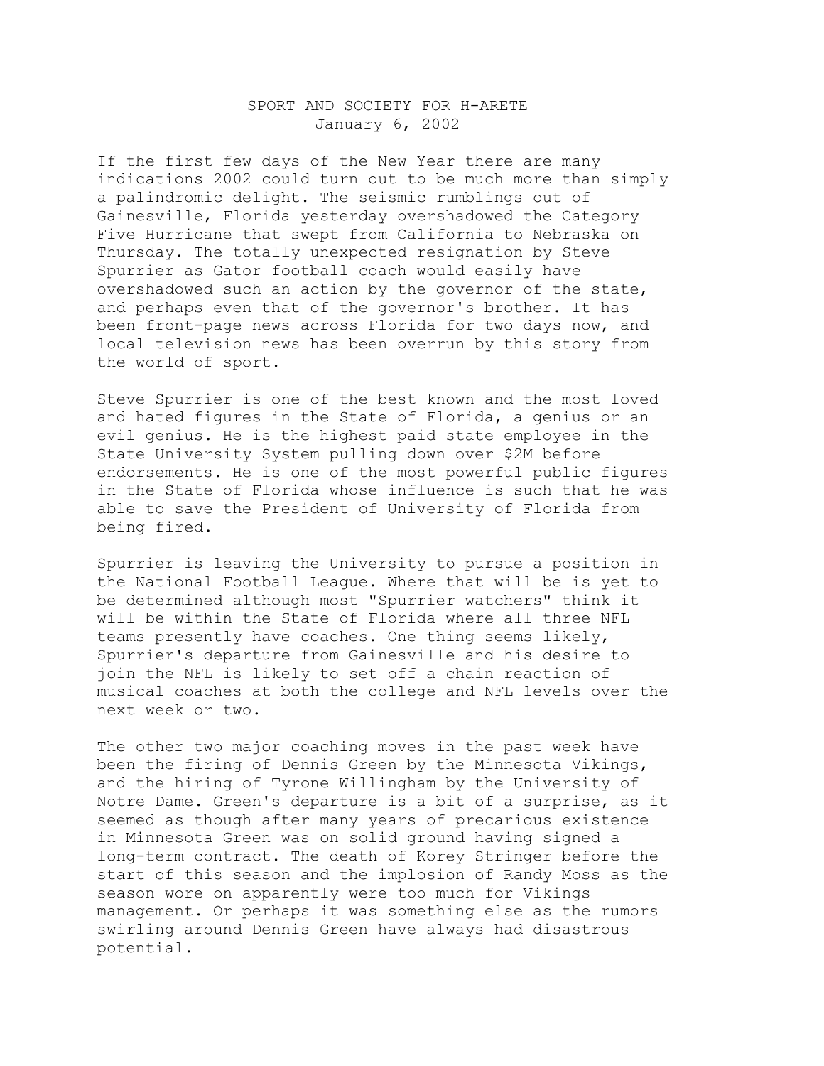SPORT AND SOCIETY FOR H-ARETE
January 6, 2002

If the first few days of the New Year there are many indications 2002 could turn out to be much more than simply a palindromic delight. The seismic rumblings out of Gainesville, Florida yesterday overshadowed the Category Five Hurricane that swept from California to Nebraska on Thursday. The totally unexpected resignation by Steve Spurrier as Gator football coach would easily have overshadowed such an action by the governor of the state, and perhaps even that of the governor's brother. It has been front-page news across Florida for two days now, and local television news has been overrun by this story from the world of sport.

Steve Spurrier is one of the best known and the most loved and hated figures in the State of Florida, a genius or an evil genius. He is the highest paid state employee in the State University System pulling down over $2M before endorsements. He is one of the most powerful public figures in the State of Florida whose influence is such that he was able to save the President of University of Florida from being fired.

Spurrier is leaving the University to pursue a position in the National Football League. Where that will be is yet to be determined although most "Spurrier watchers" think it will be within the State of Florida where all three NFL teams presently have coaches. One thing seems likely, Spurrier's departure from Gainesville and his desire to join the NFL is likely to set off a chain reaction of musical coaches at both the college and NFL levels over the next week or two.

The other two major coaching moves in the past week have been the firing of Dennis Green by the Minnesota Vikings, and the hiring of Tyrone Willingham by the University of Notre Dame. Green's departure is a bit of a surprise, as it seemed as though after many years of precarious existence in Minnesota Green was on solid ground having signed a long-term contract. The death of Korey Stringer before the start of this season and the implosion of Randy Moss as the season wore on apparently were too much for Vikings management. Or perhaps it was something else as the rumors swirling around Dennis Green have always had disastrous potential.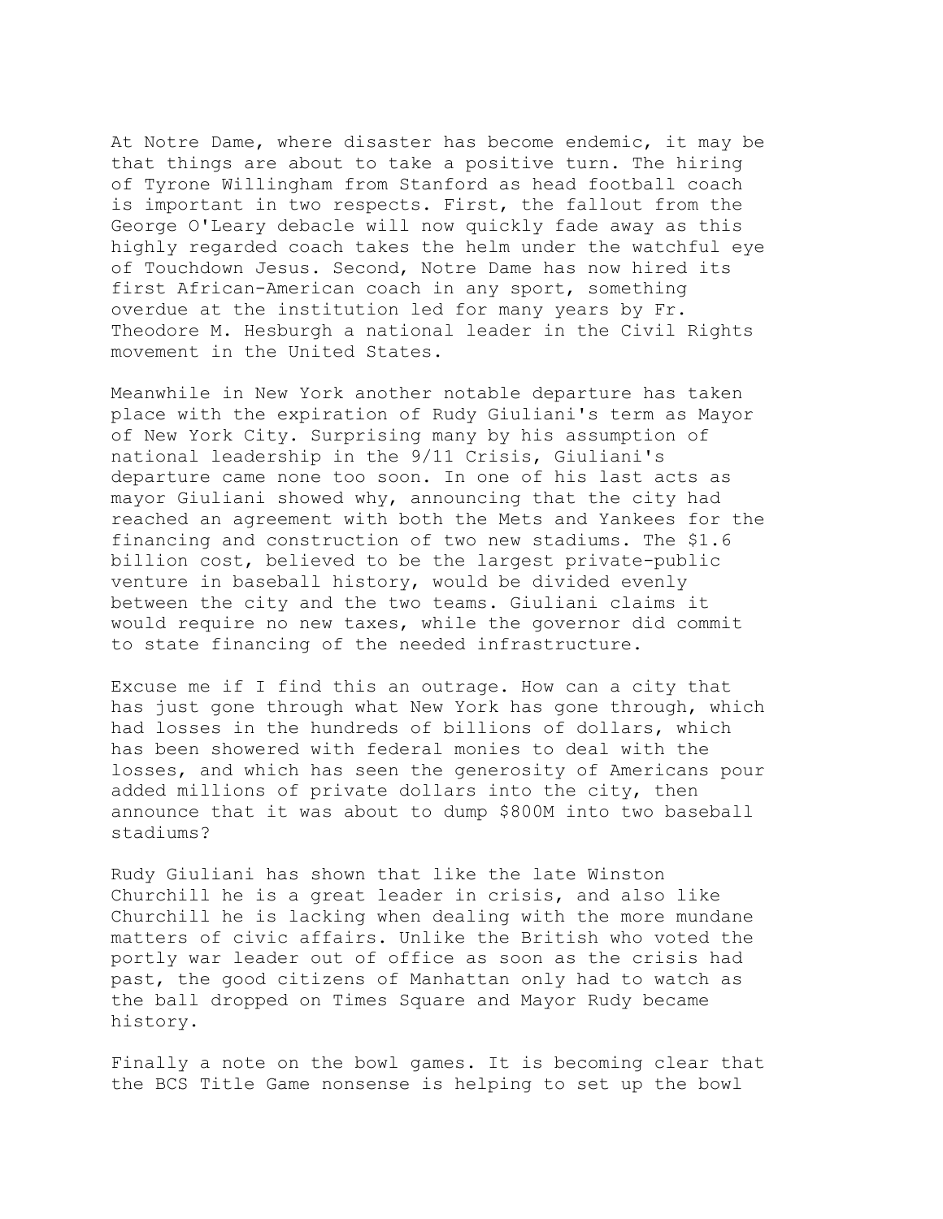At Notre Dame, where disaster has become endemic, it may be that things are about to take a positive turn. The hiring of Tyrone Willingham from Stanford as head football coach is important in two respects. First, the fallout from the George O'Leary debacle will now quickly fade away as this highly regarded coach takes the helm under the watchful eye of Touchdown Jesus. Second, Notre Dame has now hired its first African-American coach in any sport, something overdue at the institution led for many years by Fr. Theodore M. Hesburgh a national leader in the Civil Rights movement in the United States.

Meanwhile in New York another notable departure has taken place with the expiration of Rudy Giuliani's term as Mayor of New York City. Surprising many by his assumption of national leadership in the 9/11 Crisis, Giuliani's departure came none too soon. In one of his last acts as mayor Giuliani showed why, announcing that the city had reached an agreement with both the Mets and Yankees for the financing and construction of two new stadiums. The $1.6 billion cost, believed to be the largest private-public venture in baseball history, would be divided evenly between the city and the two teams. Giuliani claims it would require no new taxes, while the governor did commit to state financing of the needed infrastructure.

Excuse me if I find this an outrage. How can a city that has just gone through what New York has gone through, which had losses in the hundreds of billions of dollars, which has been showered with federal monies to deal with the losses, and which has seen the generosity of Americans pour added millions of private dollars into the city, then announce that it was about to dump $800M into two baseball stadiums?

Rudy Giuliani has shown that like the late Winston Churchill he is a great leader in crisis, and also like Churchill he is lacking when dealing with the more mundane matters of civic affairs. Unlike the British who voted the portly war leader out of office as soon as the crisis had past, the good citizens of Manhattan only had to watch as the ball dropped on Times Square and Mayor Rudy became history.

Finally a note on the bowl games. It is becoming clear that the BCS Title Game nonsense is helping to set up the bowl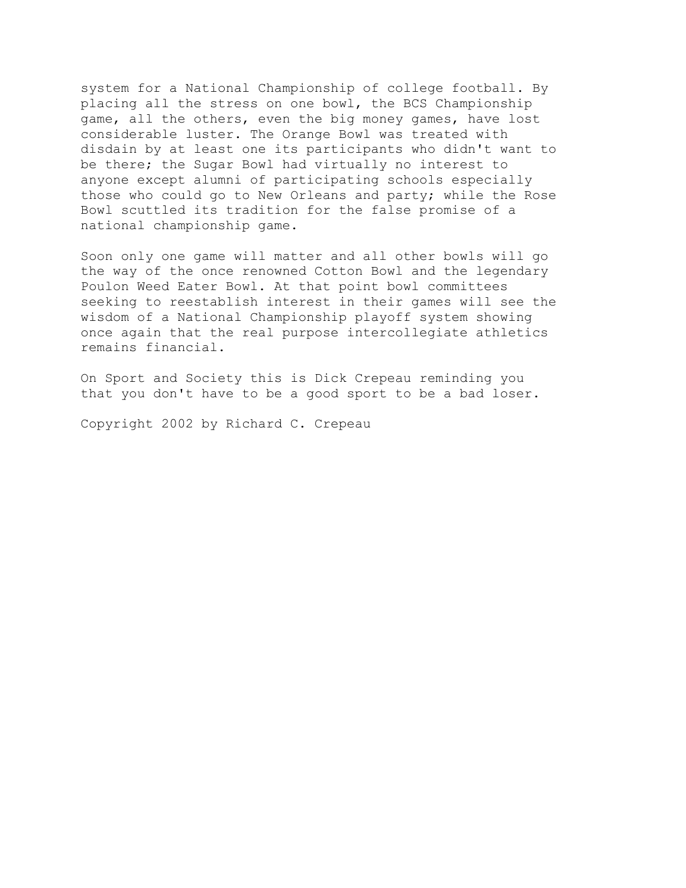system for a National Championship of college football. By placing all the stress on one bowl, the BCS Championship game, all the others, even the big money games, have lost considerable luster. The Orange Bowl was treated with disdain by at least one its participants who didn't want to be there; the Sugar Bowl had virtually no interest to anyone except alumni of participating schools especially those who could go to New Orleans and party; while the Rose Bowl scuttled its tradition for the false promise of a national championship game.

Soon only one game will matter and all other bowls will go the way of the once renowned Cotton Bowl and the legendary Poulon Weed Eater Bowl. At that point bowl committees seeking to reestablish interest in their games will see the wisdom of a National Championship playoff system showing once again that the real purpose intercollegiate athletics remains financial.

On Sport and Society this is Dick Crepeau reminding you that you don't have to be a good sport to be a bad loser.

Copyright 2002 by Richard C. Crepeau